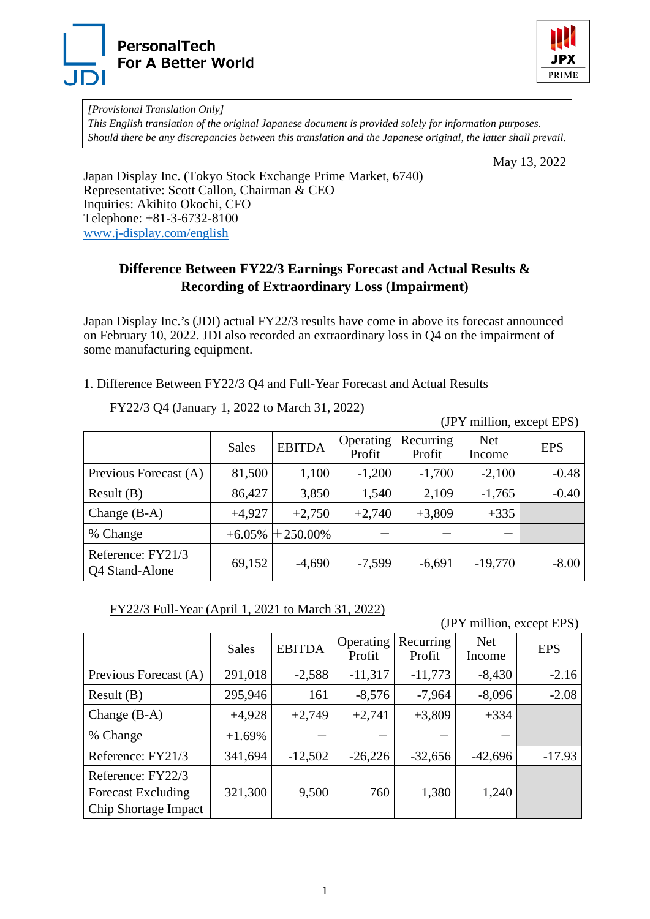PersonalTech
For A Better World

JDI

JPX PRIME

*[Provisional Translation Only]*
*This English translation of the original Japanese document is provided solely for information purposes. Should there be any discrepancies between this translation and the Japanese original, the latter shall prevail.*

May 13, 2022

Japan Display Inc. (Tokyo Stock Exchange Prime Market, 6740)
Representative: Scott Callon, Chairman & CEO
Inquiries: Akihito Okochi, CFO
Telephone: +81-3-6732-8100
www.j-display.com/english

# Difference Between FY22/3 Earnings Forecast and Actual Results & Recording of Extraordinary Loss (Impairment)

Japan Display Inc.'s (JDI) actual FY22/3 results have come in above its forecast announced on February 10, 2022. JDI also recorded an extraordinary loss in Q4 on the impairment of some manufacturing equipment.

1. Difference Between FY22/3 Q4 and Full-Year Forecast and Actual Results

FY22/3 Q4 (January 1, 2022 to March 31, 2022)

(JPY million, except EPS)

| | Sales | EBITDA | Operating Profit | Recurring Profit | Net Income | EPS |
|---|---|---|---|---|---|---|
| Previous Forecast (A) | 81,500 | 1,100 | -1,200 | -1,700 | -2,100 | -0.48 |
| Result (B) | 86,427 | 3,850 | 1,540 | 2,109 | -1,765 | -0.40 |
| Change (B-A) | +4,927 | +2,750 | +2,740 | +3,809 | +335 | |
| % Change | +6.05% | +250.00% | – | – | – | |
| Reference: FY21/3 Q4 Stand-Alone | 69,152 | -4,690 | -7,599 | -6,691 | -19,770 | -8.00 |

FY22/3 Full-Year (April 1, 2021 to March 31, 2022)

(JPY million, except EPS)

| | Sales | EBITDA | Operating Profit | Recurring Profit | Net Income | EPS |
|---|---|---|---|---|---|---|
| Previous Forecast (A) | 291,018 | -2,588 | -11,317 | -11,773 | -8,430 | -2.16 |
| Result (B) | 295,946 | 161 | -8,576 | -7,964 | -8,096 | -2.08 |
| Change (B-A) | +4,928 | +2,749 | +2,741 | +3,809 | +334 | |
| % Change | +1.69% | – | – | – | – | |
| Reference: FY21/3 | 341,694 | -12,502 | -26,226 | -32,656 | -42,696 | -17.93 |
| Reference: FY22/3 Forecast Excluding Chip Shortage Impact | 321,300 | 9,500 | 760 | 1,380 | 1,240 | |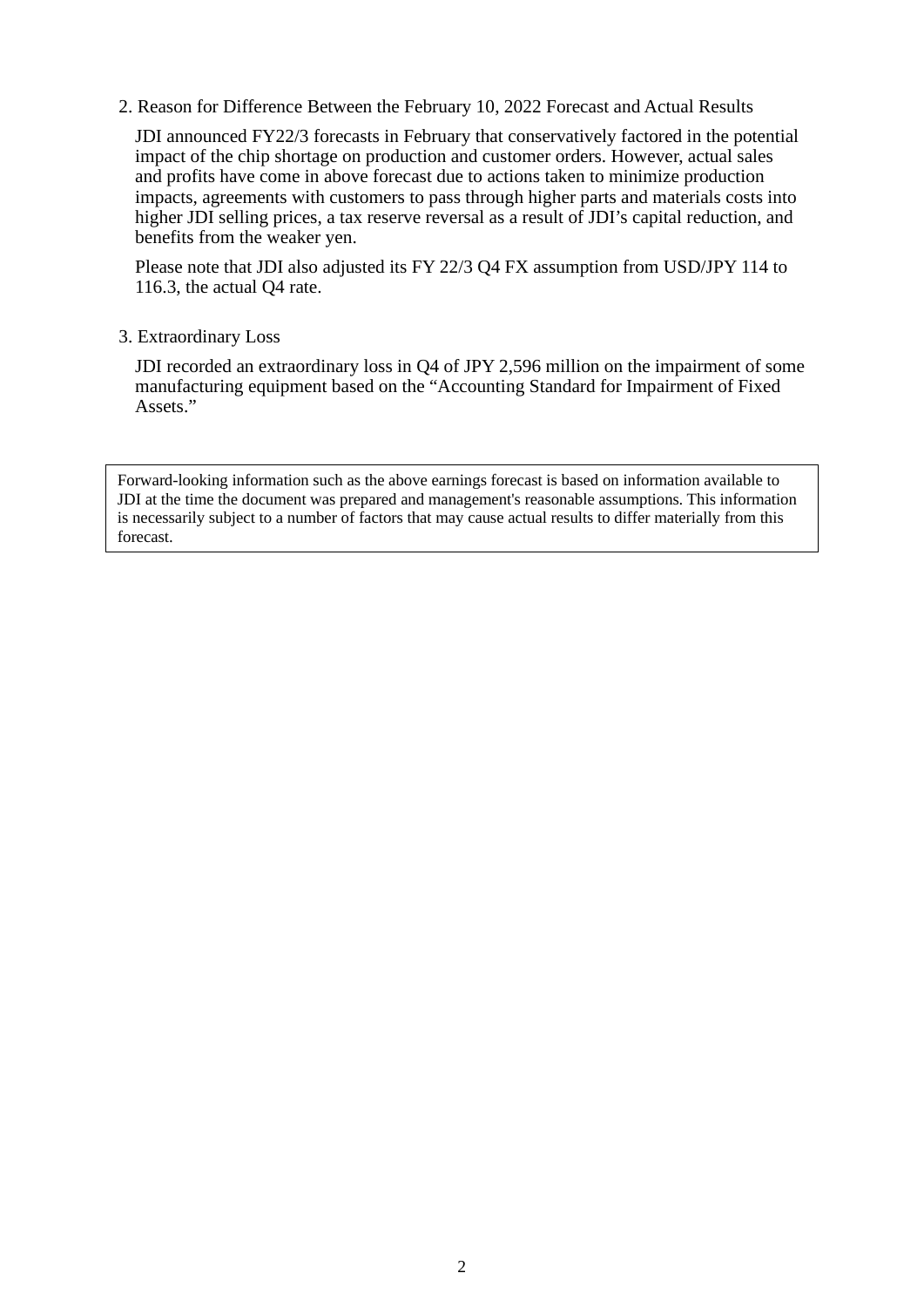2. Reason for Difference Between the February 10, 2022 Forecast and Actual Results

JDI announced FY22/3 forecasts in February that conservatively factored in the potential impact of the chip shortage on production and customer orders. However, actual sales and profits have come in above forecast due to actions taken to minimize production impacts, agreements with customers to pass through higher parts and materials costs into higher JDI selling prices, a tax reserve reversal as a result of JDI's capital reduction, and benefits from the weaker yen.

Please note that JDI also adjusted its FY 22/3 Q4 FX assumption from USD/JPY 114 to 116.3, the actual Q4 rate.

3. Extraordinary Loss

JDI recorded an extraordinary loss in Q4 of JPY 2,596 million on the impairment of some manufacturing equipment based on the "Accounting Standard for Impairment of Fixed Assets."

> Forward-looking information such as the above earnings forecast is based on information available to JDI at the time the document was prepared and management's reasonable assumptions. This information is necessarily subject to a number of factors that may cause actual results to differ materially from this forecast.